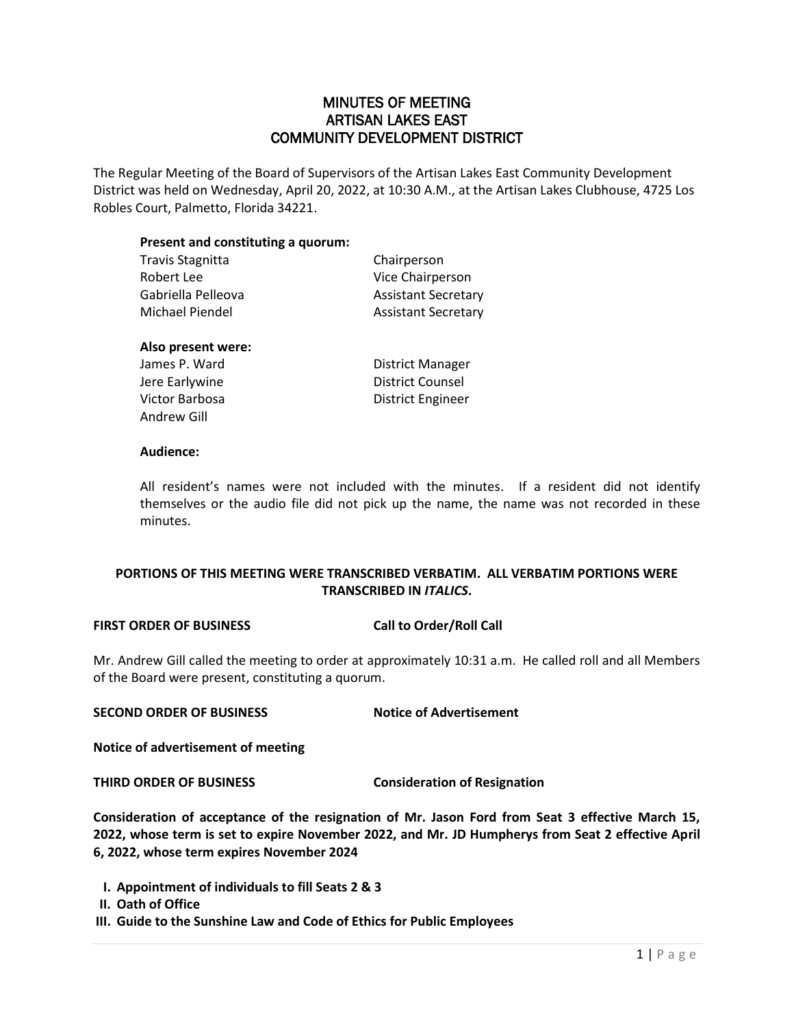# MINUTES OF MEETING
# ARTISAN LAKES EAST
# COMMUNITY DEVELOPMENT DISTRICT

The Regular Meeting of the Board of Supervisors of the Artisan Lakes East Community Development District was held on Wednesday, April 20, 2022, at 10:30 A.M., at the Artisan Lakes Clubhouse, 4725 Los Robles Court, Palmetto, Florida 34221.

**Present and constituting a quorum:**

| | |
|---|---|
| Travis Stagnitta | Chairperson |
| Robert Lee | Vice Chairperson |
| Gabriella Pelleova | Assistant Secretary |
| Michael Piendel | Assistant Secretary |

**Also present were:**

| | |
|---|---|
| James P. Ward | District Manager |
| Jere Earlywine | District Counsel |
| Victor Barbosa | District Engineer |
| Andrew Gill | |

**Audience:**

All resident's names were not included with the minutes. If a resident did not identify themselves or the audio file did not pick up the name, the name was not recorded in these minutes.

**PORTIONS OF THIS MEETING WERE TRANSCRIBED VERBATIM. ALL VERBATIM PORTIONS WERE TRANSCRIBED IN *ITALICS*.**

**FIRST ORDER OF BUSINESS** **Call to Order/Roll Call**

Mr. Andrew Gill called the meeting to order at approximately 10:31 a.m. He called roll and all Members of the Board were present, constituting a quorum.

**SECOND ORDER OF BUSINESS** **Notice of Advertisement**

**Notice of advertisement of meeting**

**THIRD ORDER OF BUSINESS** **Consideration of Resignation**

**Consideration of acceptance of the resignation of Mr. Jason Ford from Seat 3 effective March 15, 2022, whose term is set to expire November 2022, and Mr. JD Humpherys from Seat 2 effective April 6, 2022, whose term expires November 2024**

- **I. Appointment of individuals to fill Seats 2 & 3**
- **II. Oath of Office**
- **III. Guide to the Sunshine Law and Code of Ethics for Public Employees**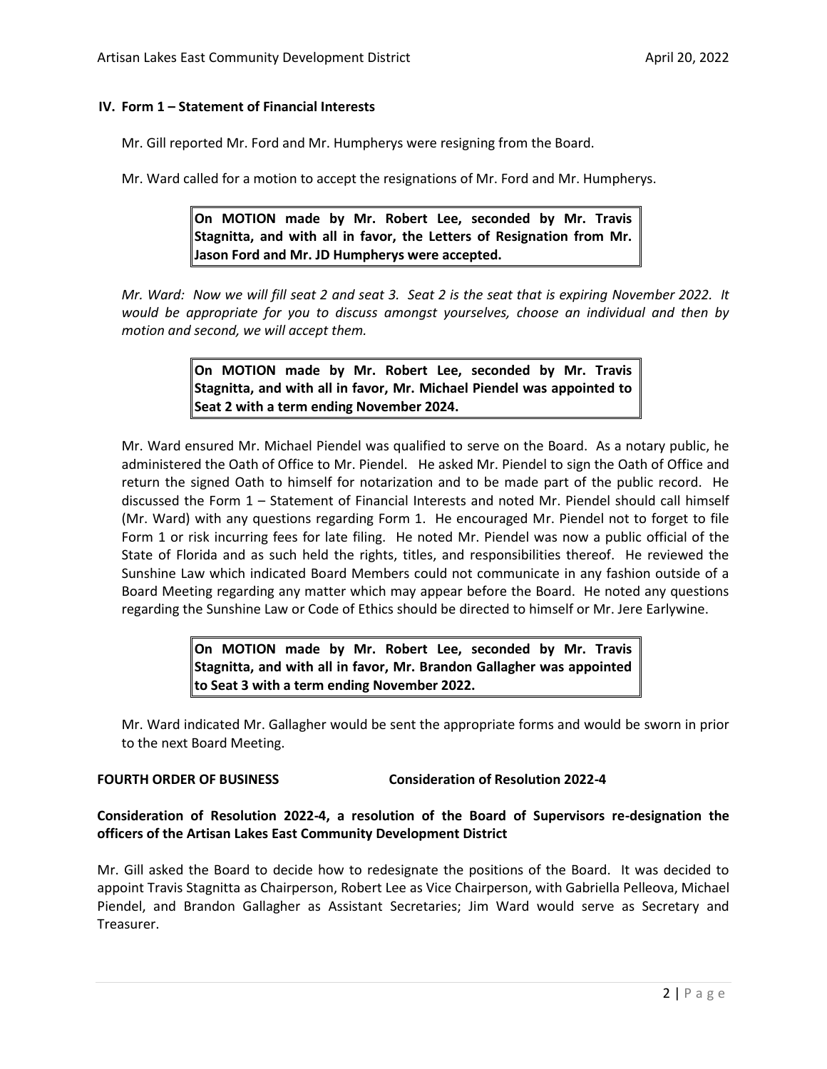## IV. Form 1 – Statement of Financial Interests

Mr. Gill reported Mr. Ford and Mr. Humpherys were resigning from the Board.

Mr. Ward called for a motion to accept the resignations of Mr. Ford and Mr. Humpherys.

> **On MOTION made by Mr. Robert Lee, seconded by Mr. Travis Stagnitta, and with all in favor, the Letters of Resignation from Mr. Jason Ford and Mr. JD Humpherys were accepted.**

*Mr. Ward: Now we will fill seat 2 and seat 3. Seat 2 is the seat that is expiring November 2022. It would be appropriate for you to discuss amongst yourselves, choose an individual and then by motion and second, we will accept them.*

> **On MOTION made by Mr. Robert Lee, seconded by Mr. Travis Stagnitta, and with all in favor, Mr. Michael Piendel was appointed to Seat 2 with a term ending November 2024.**

Mr. Ward ensured Mr. Michael Piendel was qualified to serve on the Board. As a notary public, he administered the Oath of Office to Mr. Piendel. He asked Mr. Piendel to sign the Oath of Office and return the signed Oath to himself for notarization and to be made part of the public record. He discussed the Form 1 – Statement of Financial Interests and noted Mr. Piendel should call himself (Mr. Ward) with any questions regarding Form 1. He encouraged Mr. Piendel not to forget to file Form 1 or risk incurring fees for late filing. He noted Mr. Piendel was now a public official of the State of Florida and as such held the rights, titles, and responsibilities thereof. He reviewed the Sunshine Law which indicated Board Members could not communicate in any fashion outside of a Board Meeting regarding any matter which may appear before the Board. He noted any questions regarding the Sunshine Law or Code of Ethics should be directed to himself or Mr. Jere Earlywine.

> **On MOTION made by Mr. Robert Lee, seconded by Mr. Travis Stagnitta, and with all in favor, Mr. Brandon Gallagher was appointed to Seat 3 with a term ending November 2022.**

Mr. Ward indicated Mr. Gallagher would be sent the appropriate forms and would be sworn in prior to the next Board Meeting.

**FOURTH ORDER OF BUSINESS** **Consideration of Resolution 2022-4**

**Consideration of Resolution 2022-4, a resolution of the Board of Supervisors re-designation the officers of the Artisan Lakes East Community Development District**

Mr. Gill asked the Board to decide how to redesignate the positions of the Board. It was decided to appoint Travis Stagnitta as Chairperson, Robert Lee as Vice Chairperson, with Gabriella Pelleova, Michael Piendel, and Brandon Gallagher as Assistant Secretaries; Jim Ward would serve as Secretary and Treasurer.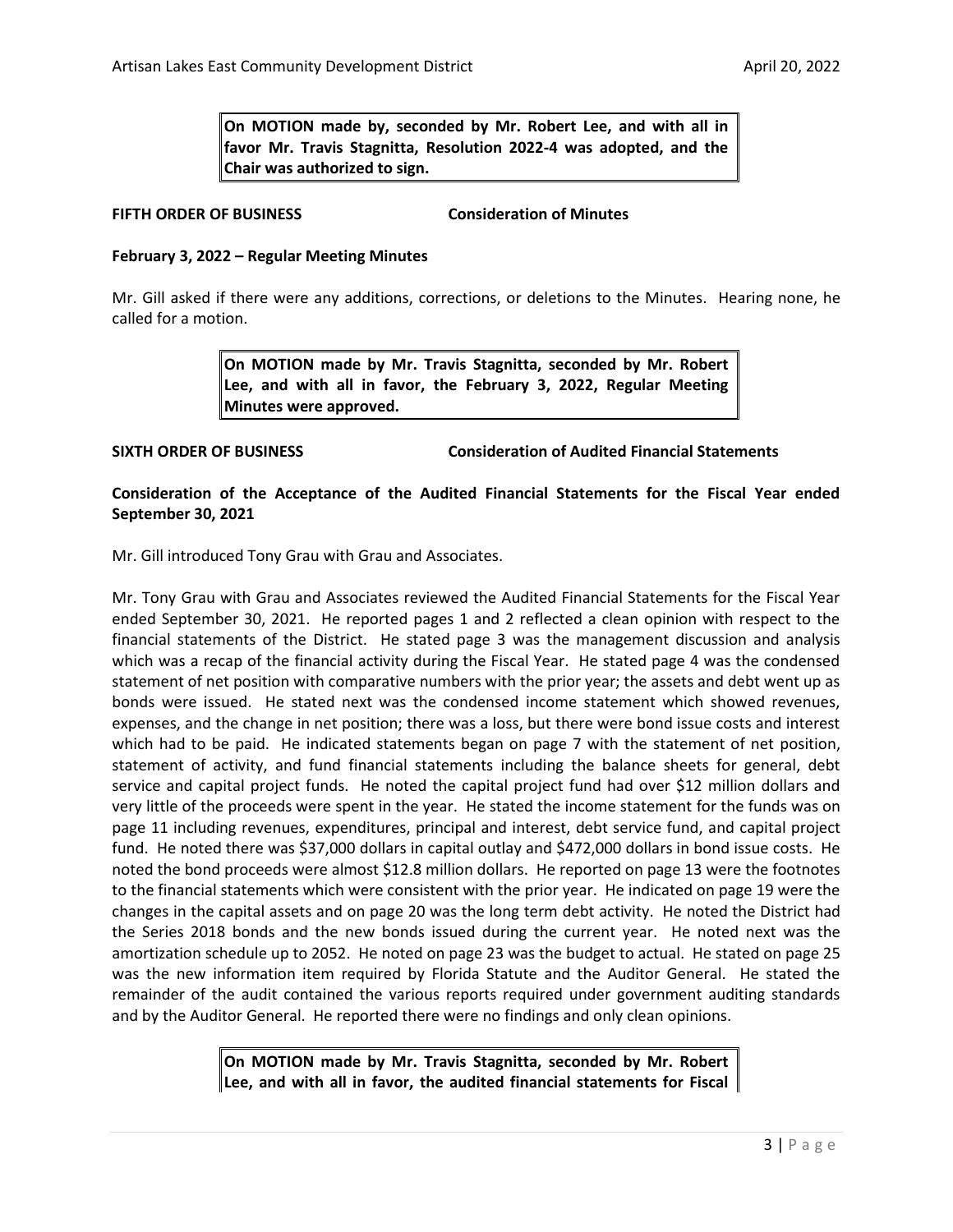**On MOTION made by, seconded by Mr. Robert Lee, and with all in favor Mr. Travis Stagnitta, Resolution 2022-4 was adopted, and the Chair was authorized to sign.**

**FIFTH ORDER OF BUSINESS Consideration of Minutes**

**February 3, 2022 – Regular Meeting Minutes**

Mr. Gill asked if there were any additions, corrections, or deletions to the Minutes. Hearing none, he called for a motion.

**On MOTION made by Mr. Travis Stagnitta, seconded by Mr. Robert Lee, and with all in favor, the February 3, 2022, Regular Meeting Minutes were approved.**

**SIXTH ORDER OF BUSINESS Consideration of Audited Financial Statements**

**Consideration of the Acceptance of the Audited Financial Statements for the Fiscal Year ended September 30, 2021**

Mr. Gill introduced Tony Grau with Grau and Associates.

Mr. Tony Grau with Grau and Associates reviewed the Audited Financial Statements for the Fiscal Year ended September 30, 2021. He reported pages 1 and 2 reflected a clean opinion with respect to the financial statements of the District. He stated page 3 was the management discussion and analysis which was a recap of the financial activity during the Fiscal Year. He stated page 4 was the condensed statement of net position with comparative numbers with the prior year; the assets and debt went up as bonds were issued. He stated next was the condensed income statement which showed revenues, expenses, and the change in net position; there was a loss, but there were bond issue costs and interest which had to be paid. He indicated statements began on page 7 with the statement of net position, statement of activity, and fund financial statements including the balance sheets for general, debt service and capital project funds. He noted the capital project fund had over $12 million dollars and very little of the proceeds were spent in the year. He stated the income statement for the funds was on page 11 including revenues, expenditures, principal and interest, debt service fund, and capital project fund. He noted there was $37,000 dollars in capital outlay and $472,000 dollars in bond issue costs. He noted the bond proceeds were almost $12.8 million dollars. He reported on page 13 were the footnotes to the financial statements which were consistent with the prior year. He indicated on page 19 were the changes in the capital assets and on page 20 was the long term debt activity. He noted the District had the Series 2018 bonds and the new bonds issued during the current year. He noted next was the amortization schedule up to 2052. He noted on page 23 was the budget to actual. He stated on page 25 was the new information item required by Florida Statute and the Auditor General. He stated the remainder of the audit contained the various reports required under government auditing standards and by the Auditor General. He reported there were no findings and only clean opinions.

**On MOTION made by Mr. Travis Stagnitta, seconded by Mr. Robert Lee, and with all in favor, the audited financial statements for Fiscal**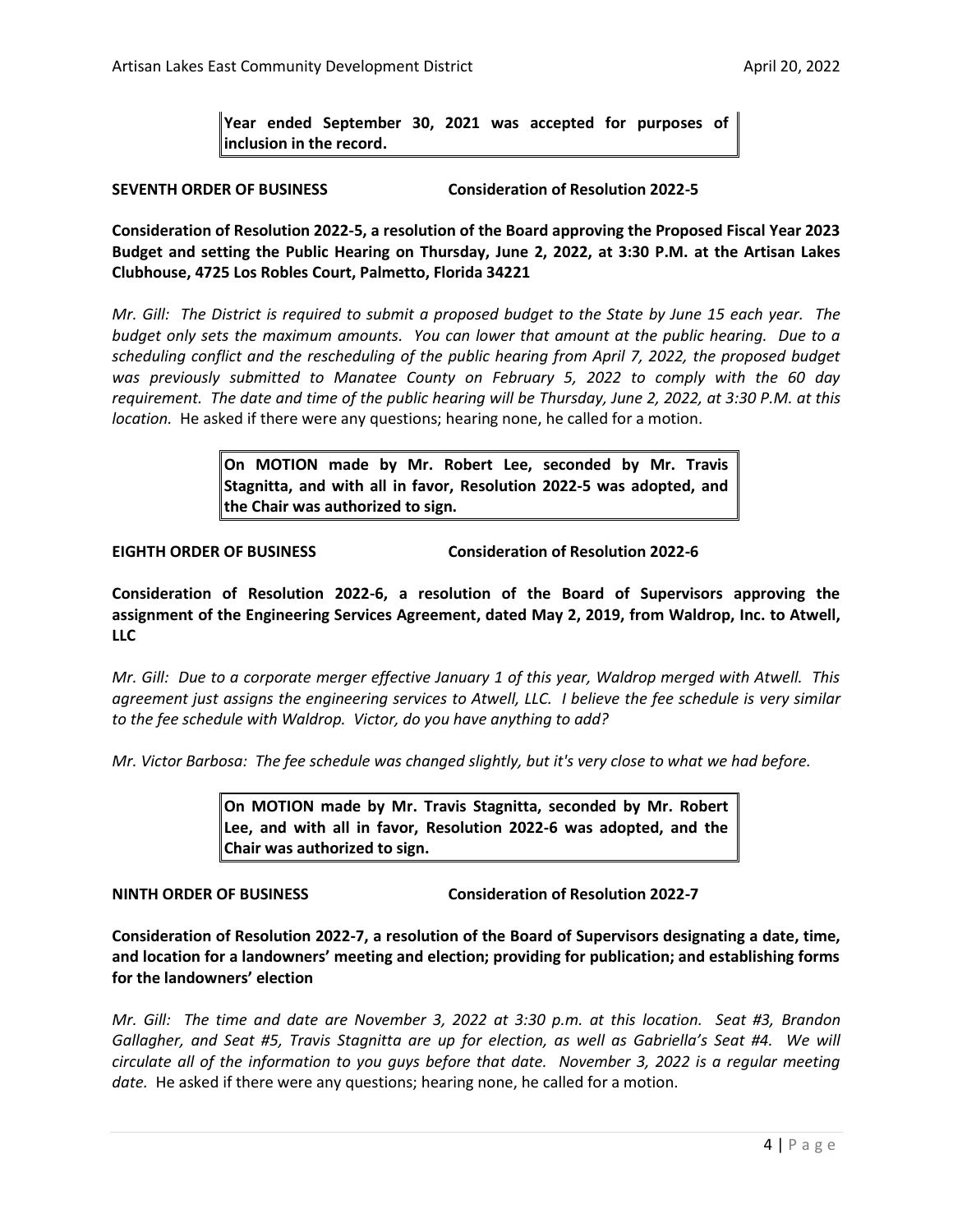**Year ended September 30, 2021 was accepted for purposes of inclusion in the record.**

**SEVENTH ORDER OF BUSINESS** **Consideration of Resolution 2022-5**

**Consideration of Resolution 2022-5, a resolution of the Board approving the Proposed Fiscal Year 2023 Budget and setting the Public Hearing on Thursday, June 2, 2022, at 3:30 P.M. at the Artisan Lakes Clubhouse, 4725 Los Robles Court, Palmetto, Florida 34221**

*Mr. Gill: The District is required to submit a proposed budget to the State by June 15 each year. The budget only sets the maximum amounts. You can lower that amount at the public hearing. Due to a scheduling conflict and the rescheduling of the public hearing from April 7, 2022, the proposed budget was previously submitted to Manatee County on February 5, 2022 to comply with the 60 day requirement. The date and time of the public hearing will be Thursday, June 2, 2022, at 3:30 P.M. at this location.* He asked if there were any questions; hearing none, he called for a motion.

**On MOTION made by Mr. Robert Lee, seconded by Mr. Travis Stagnitta, and with all in favor, Resolution 2022-5 was adopted, and the Chair was authorized to sign.**

**EIGHTH ORDER OF BUSINESS** **Consideration of Resolution 2022-6**

**Consideration of Resolution 2022-6, a resolution of the Board of Supervisors approving the assignment of the Engineering Services Agreement, dated May 2, 2019, from Waldrop, Inc. to Atwell, LLC**

*Mr. Gill: Due to a corporate merger effective January 1 of this year, Waldrop merged with Atwell. This agreement just assigns the engineering services to Atwell, LLC. I believe the fee schedule is very similar to the fee schedule with Waldrop. Victor, do you have anything to add?*

*Mr. Victor Barbosa: The fee schedule was changed slightly, but it's very close to what we had before.*

**On MOTION made by Mr. Travis Stagnitta, seconded by Mr. Robert Lee, and with all in favor, Resolution 2022-6 was adopted, and the Chair was authorized to sign.**

**NINTH ORDER OF BUSINESS** **Consideration of Resolution 2022-7**

**Consideration of Resolution 2022-7, a resolution of the Board of Supervisors designating a date, time, and location for a landowners' meeting and election; providing for publication; and establishing forms for the landowners' election**

*Mr. Gill: The time and date are November 3, 2022 at 3:30 p.m. at this location. Seat #3, Brandon Gallagher, and Seat #5, Travis Stagnitta are up for election, as well as Gabriella's Seat #4. We will circulate all of the information to you guys before that date. November 3, 2022 is a regular meeting date.* He asked if there were any questions; hearing none, he called for a motion.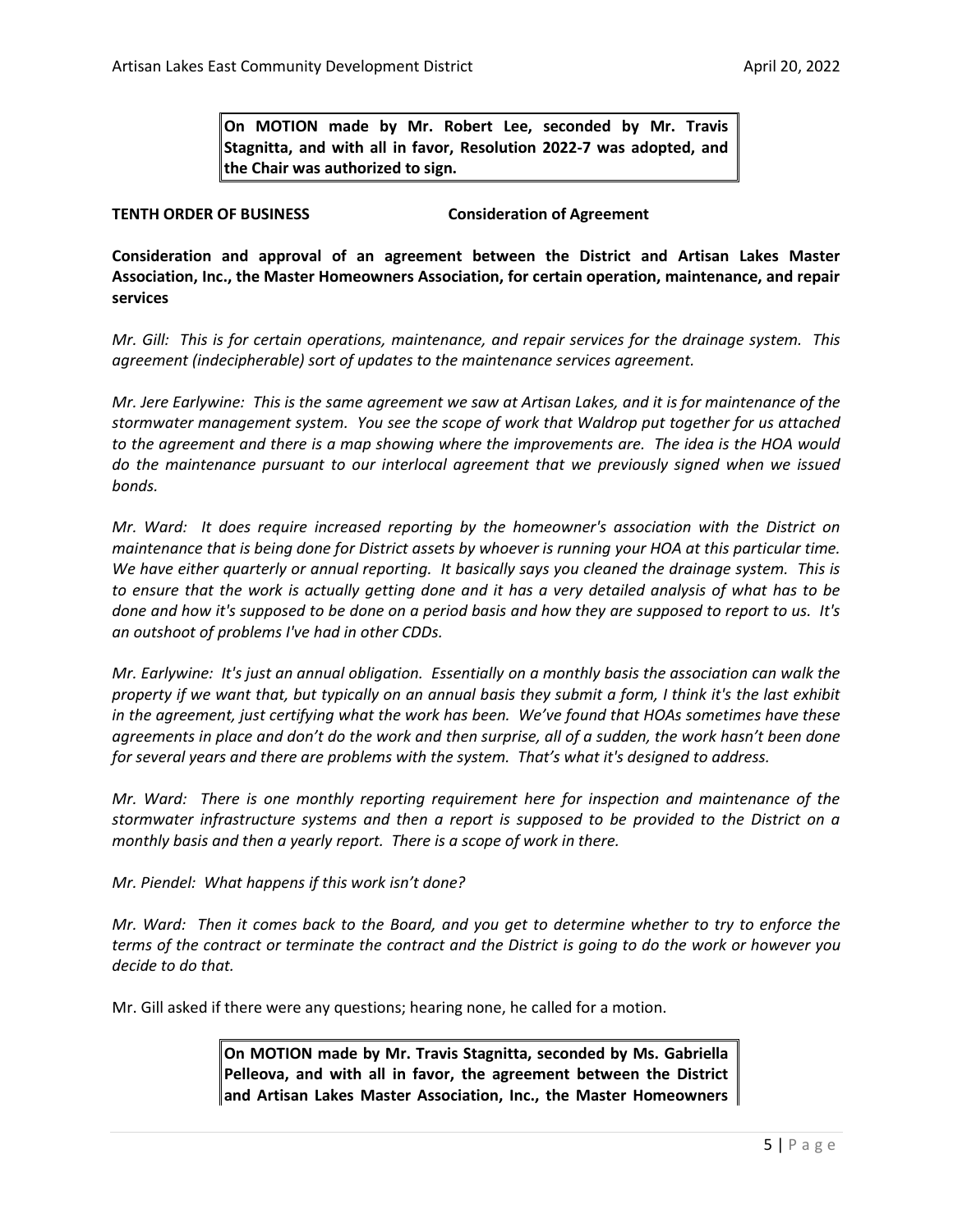**On MOTION made by Mr. Robert Lee, seconded by Mr. Travis Stagnitta, and with all in favor, Resolution 2022-7 was adopted, and the Chair was authorized to sign.**

**TENTH ORDER OF BUSINESS    Consideration of Agreement**

**Consideration and approval of an agreement between the District and Artisan Lakes Master Association, Inc., the Master Homeowners Association, for certain operation, maintenance, and repair services**

*Mr. Gill: This is for certain operations, maintenance, and repair services for the drainage system. This agreement (indecipherable) sort of updates to the maintenance services agreement.*

*Mr. Jere Earlywine: This is the same agreement we saw at Artisan Lakes, and it is for maintenance of the stormwater management system. You see the scope of work that Waldrop put together for us attached to the agreement and there is a map showing where the improvements are. The idea is the HOA would do the maintenance pursuant to our interlocal agreement that we previously signed when we issued bonds.*

*Mr. Ward: It does require increased reporting by the homeowner's association with the District on maintenance that is being done for District assets by whoever is running your HOA at this particular time. We have either quarterly or annual reporting. It basically says you cleaned the drainage system. This is to ensure that the work is actually getting done and it has a very detailed analysis of what has to be done and how it's supposed to be done on a period basis and how they are supposed to report to us. It's an outshoot of problems I've had in other CDDs.*

*Mr. Earlywine: It's just an annual obligation. Essentially on a monthly basis the association can walk the property if we want that, but typically on an annual basis they submit a form, I think it's the last exhibit in the agreement, just certifying what the work has been. We've found that HOAs sometimes have these agreements in place and don't do the work and then surprise, all of a sudden, the work hasn't been done for several years and there are problems with the system. That's what it's designed to address.*

*Mr. Ward: There is one monthly reporting requirement here for inspection and maintenance of the stormwater infrastructure systems and then a report is supposed to be provided to the District on a monthly basis and then a yearly report. There is a scope of work in there.*

*Mr. Piendel: What happens if this work isn't done?*

*Mr. Ward: Then it comes back to the Board, and you get to determine whether to try to enforce the terms of the contract or terminate the contract and the District is going to do the work or however you decide to do that.*

Mr. Gill asked if there were any questions; hearing none, he called for a motion.

**On MOTION made by Mr. Travis Stagnitta, seconded by Ms. Gabriella Pelleova, and with all in favor, the agreement between the District and Artisan Lakes Master Association, Inc., the Master Homeowners**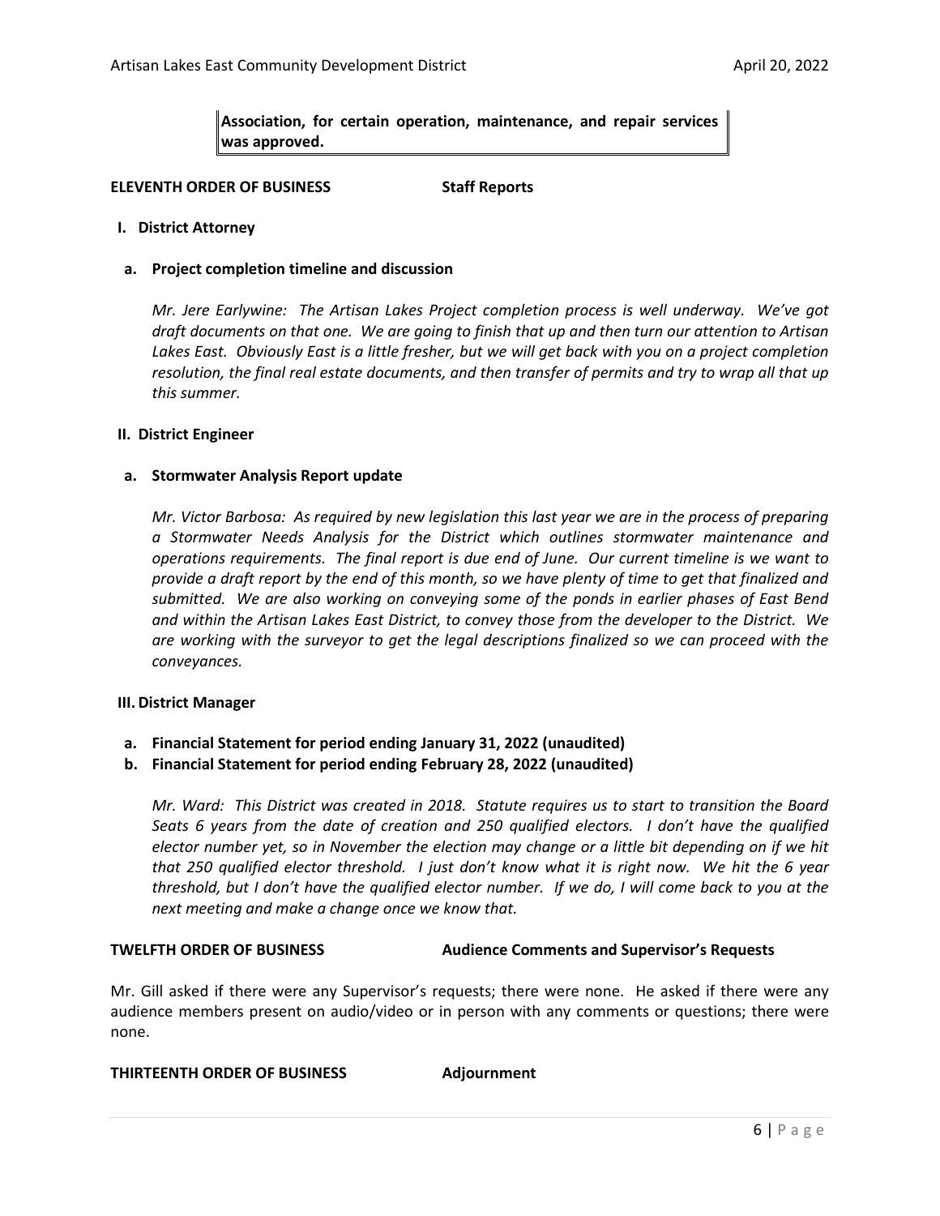**Association, for certain operation, maintenance, and repair services was approved.**

**ELEVENTH ORDER OF BUSINESS Staff Reports**

**I. District Attorney**

**a. Project completion timeline and discussion**

*Mr. Jere Earlywine: The Artisan Lakes Project completion process is well underway. We've got draft documents on that one. We are going to finish that up and then turn our attention to Artisan Lakes East. Obviously East is a little fresher, but we will get back with you on a project completion resolution, the final real estate documents, and then transfer of permits and try to wrap all that up this summer.*

**II. District Engineer**

**a. Stormwater Analysis Report update**

*Mr. Victor Barbosa: As required by new legislation this last year we are in the process of preparing a Stormwater Needs Analysis for the District which outlines stormwater maintenance and operations requirements. The final report is due end of June. Our current timeline is we want to provide a draft report by the end of this month, so we have plenty of time to get that finalized and submitted. We are also working on conveying some of the ponds in earlier phases of East Bend and within the Artisan Lakes East District, to convey those from the developer to the District. We are working with the surveyor to get the legal descriptions finalized so we can proceed with the conveyances.*

**III. District Manager**

**a. Financial Statement for period ending January 31, 2022 (unaudited)**
**b. Financial Statement for period ending February 28, 2022 (unaudited)**

*Mr. Ward: This District was created in 2018. Statute requires us to start to transition the Board Seats 6 years from the date of creation and 250 qualified electors. I don't have the qualified elector number yet, so in November the election may change or a little bit depending on if we hit that 250 qualified elector threshold. I just don't know what it is right now. We hit the 6 year threshold, but I don't have the qualified elector number. If we do, I will come back to you at the next meeting and make a change once we know that.*

**TWELFTH ORDER OF BUSINESS Audience Comments and Supervisor's Requests**

Mr. Gill asked if there were any Supervisor's requests; there were none. He asked if there were any audience members present on audio/video or in person with any comments or questions; there were none.

**THIRTEENTH ORDER OF BUSINESS Adjournment**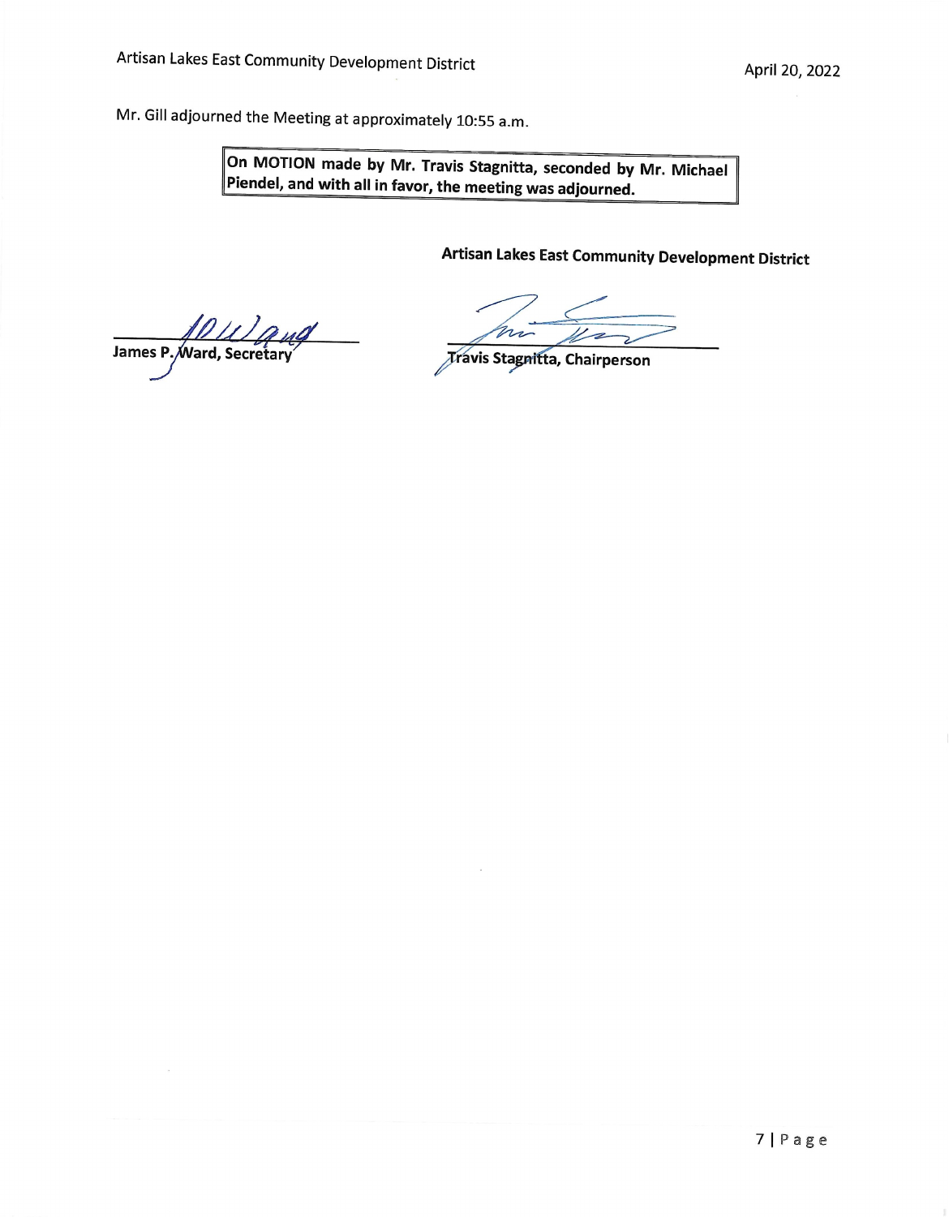Mr. Gill adjourned the Meeting at approximately 10:55 a.m.

> **On MOTION made by Mr. Travis Stagnitta, seconded by Mr. Michael Piendel, and with all in favor, the meeting was adjourned.**

**Artisan Lakes East Community Development District**

| | |
|---|---|
| **James P. Ward, Secretary** | **Travis Stagnitta, Chairperson** |